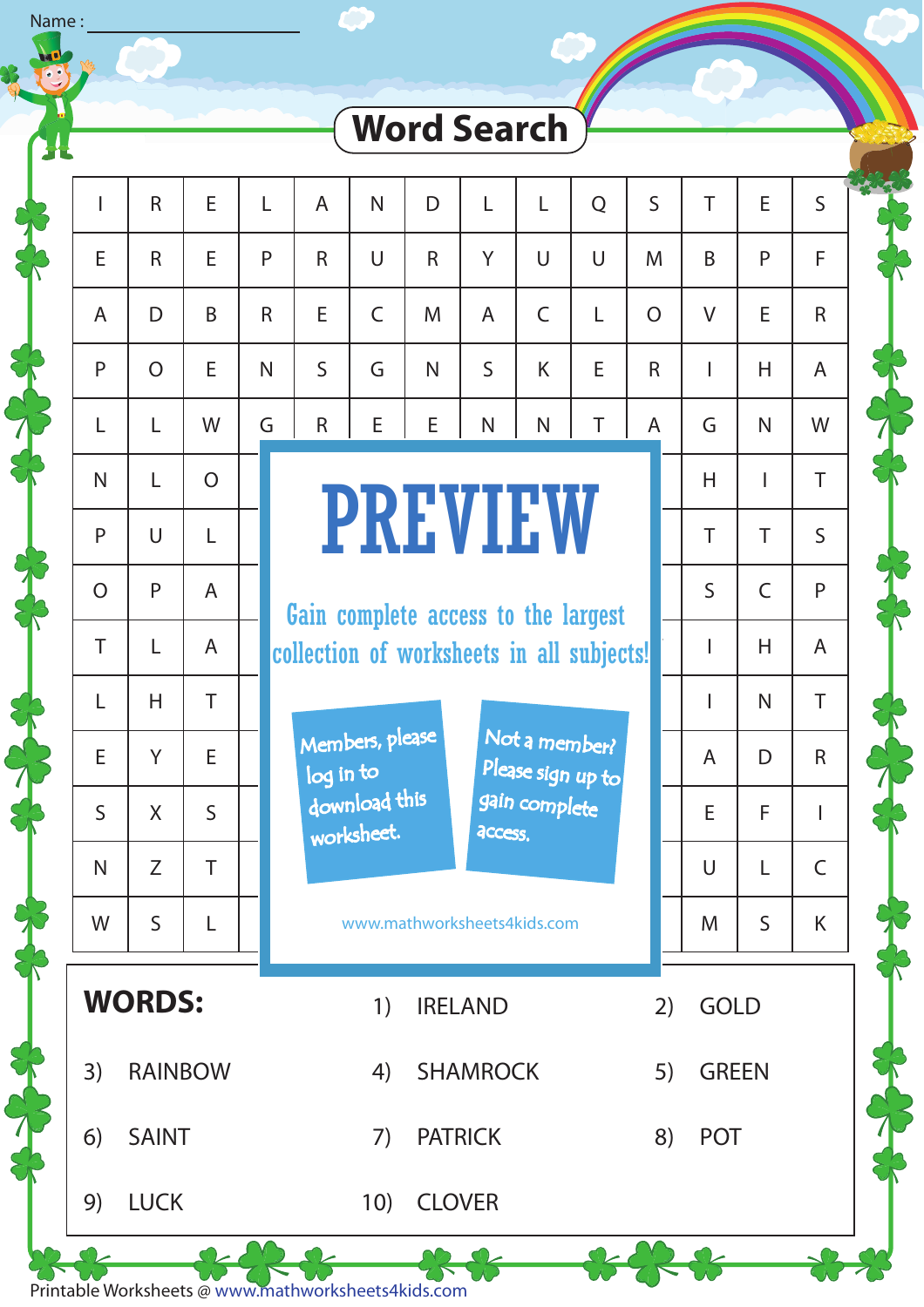Name : ____________________

# Word Search

| | | | | | | | | | | | | | |
|---|---|---|---|---|---|---|---|---|---|---|---|---|---|
| I | R | E | L | A | N | D | L | L | Q | S | T | E | S |
| E | R | E | P | R | U | R | Y | U | U | M | B | P | F |
| A | D | B | R | E | C | M | A | C | L | O | V | E | R |
| P | O | E | N | S | G | N | S | K | E | R | I | H | A |
| L | L | W | G | R | E | E | N | N | T | A | G | N | W |
| N | L | O | | | | | | | | | H | I | T |
| P | U | L | | | | | | | | | T | T | S |
| O | P | A | | | | | | | | | S | C | P |
| T | L | A | | | | | | | | | I | H | A |
| L | H | T | | | | | | | | | I | N | T |
| E | Y | E | | | | | | | | | A | D | R |
| S | X | S | | | | | | | | | E | F | I |
| N | Z | T | | | | | | | | | U | L | C |
| W | S | L | | | | | | | | | M | S | K |

PREVIEW

Gain complete access to the largest collection of worksheets in all subjects!

Members, please log in to download this worksheet.

Not a member? Please sign up to gain complete access.

www.mathworksheets4kids.com

**WORDS:**

1) IRELAND
2) GOLD
3) RAINBOW
4) SHAMROCK
5) GREEN
6) SAINT
7) PATRICK
8) POT
9) LUCK
10) CLOVER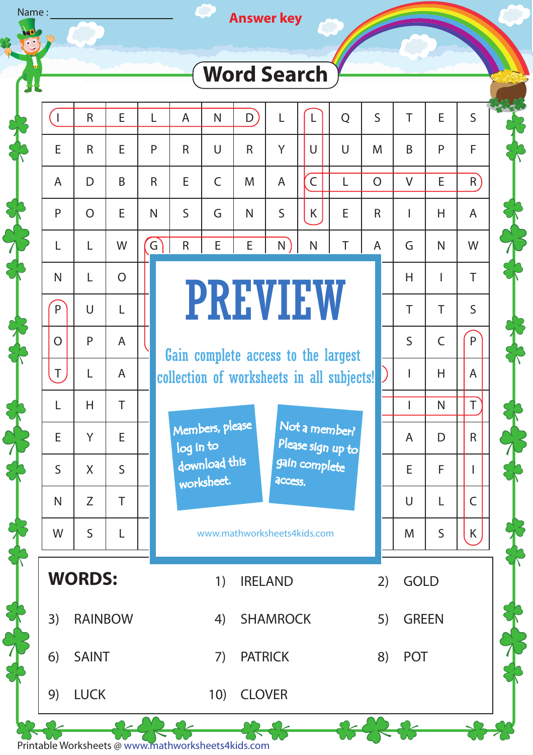Name : ____________________

**Answer key**

# Word Search

| | | | | | | | | | | | | | |
|---|---|---|---|---|---|---|---|---|---|---|---|---|---|
| I | R | E | L | A | N | D | L | L | Q | S | T | E | S |
| E | R | E | P | R | U | R | Y | U | U | M | B | P | F |
| A | D | B | R | E | C | M | A | C | L | O | V | E | R |
| P | O | E | N | S | G | N | S | K | E | R | I | H | A |
| L | L | W | G | R | E | E | N | N | T | A | G | N | W |
| N | L | O | | | | | | | | | H | I | T |
| P | U | L | | | | | | | | | T | T | S |
| O | P | A | | | | | | | | | S | C | P |
| T | L | A | | | | | | | | | I | H | A |
| L | H | T | | | | | | | | | I | N | T |
| E | Y | E | | | | | | | | | A | D | R |
| S | X | S | | | | | | | | | E | F | I |
| N | Z | T | | | | | | | | | U | L | C |
| W | S | L | | | | | | | | | M | S | K |

**PREVIEW**

Gain complete access to the largest collection of worksheets in all subjects!

Members, please log in to download this worksheet.

Not a member? Please sign up to gain complete access.

www.mathworksheets4kids.com

**WORDS:**

1) IRELAND
2) GOLD
3) RAINBOW
4) SHAMROCK
5) GREEN
6) SAINT
7) PATRICK
8) POT
9) LUCK
10) CLOVER

Printable Worksheets @ www.mathworksheets4kids.com